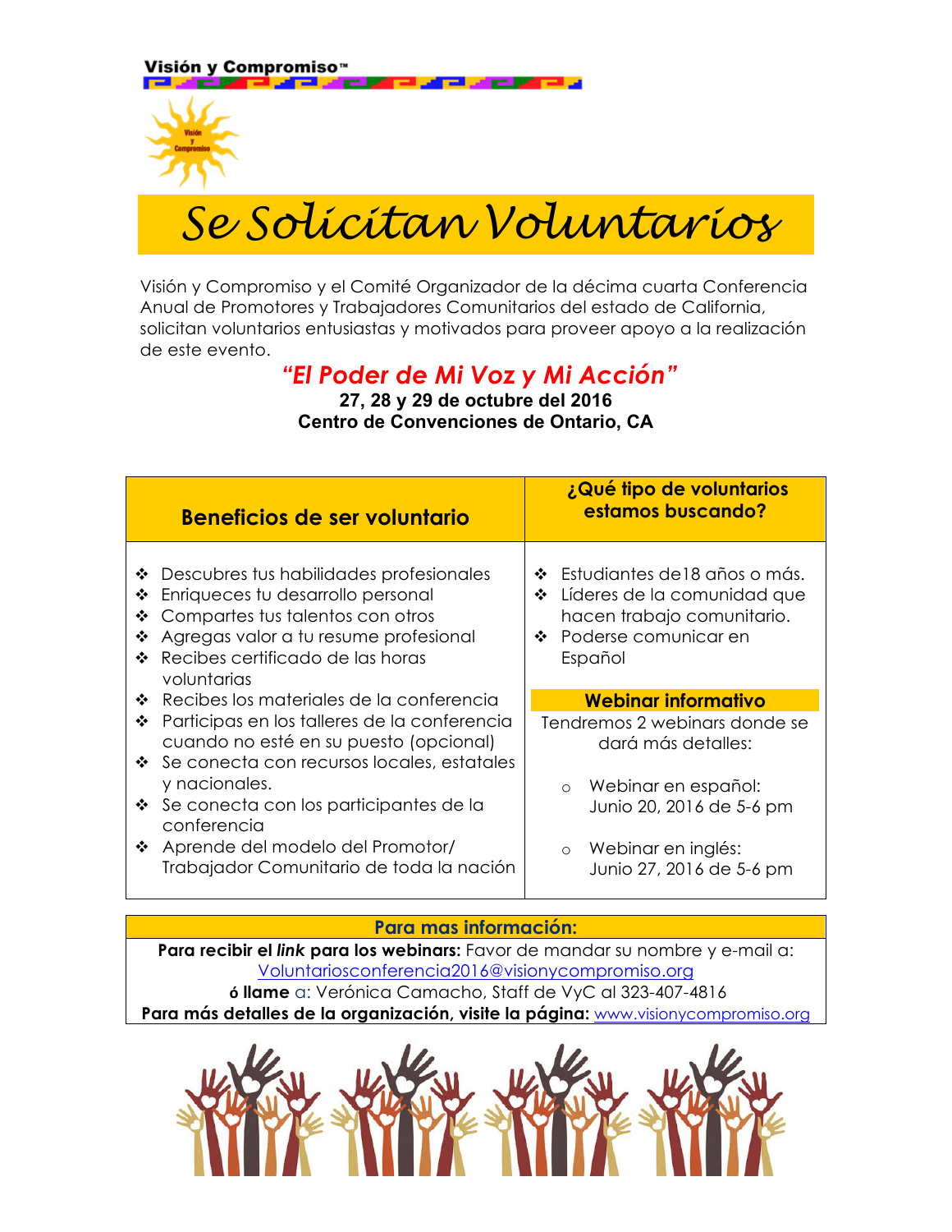Visión y Compromiso™

# Se Solicitan Voluntarios

Visión y Compromiso y el Comité Organizador de la décima cuarta Conferencia Anual de Promotores y Trabajadores Comunitarios del estado de California, solicitan voluntarios entusiastas y motivados para proveer apoyo a la realización de este evento.

## *"El Poder de Mi Voz y Mi Acción"*

**27, 28 y 29 de octubre del 2016**
**Centro de Convenciones de Ontario, CA**

| Beneficios de ser voluntario | ¿Qué tipo de voluntarios estamos buscando? |
|---|---|
| ❖ Descubres tus habilidades profesionales<br>❖ Enriqueces tu desarrollo personal<br>❖ Compartes tus talentos con otros<br>❖ Agregas valor a tu resume profesional<br>❖ Recibes certificado de las horas voluntarias<br>❖ Recibes los materiales de la conferencia<br>❖ Participas en los talleres de la conferencia cuando no esté en su puesto (opcional)<br>❖ Se conecta con recursos locales, estatales y nacionales.<br>❖ Se conecta con los participantes de la conferencia<br>❖ Aprende del modelo del Promotor/ Trabajador Comunitario de toda la nación | ❖ Estudiantes de18 años o más.<br>❖ Líderes de la comunidad que hacen trabajo comunitario.<br>❖ Poderse comunicar en Español<br><br>**Webinar informativo**<br>Tendremos 2 webinars donde se dará más detalles:<br>○ Webinar en español: Junio 20, 2016 de 5-6 pm<br>○ Webinar en inglés: Junio 27, 2016 de 5-6 pm |

**Para mas información:**

**Para recibir el *link* para los webinars:** Favor de mandar su nombre y e-mail a: Voluntariosconferencia2016@visionycompromiso.org

**ó llame** a: Verónica Camacho, Staff de VyC al 323-407-4816

**Para más detalles de la organización, visite la página:** www.visionycompromiso.org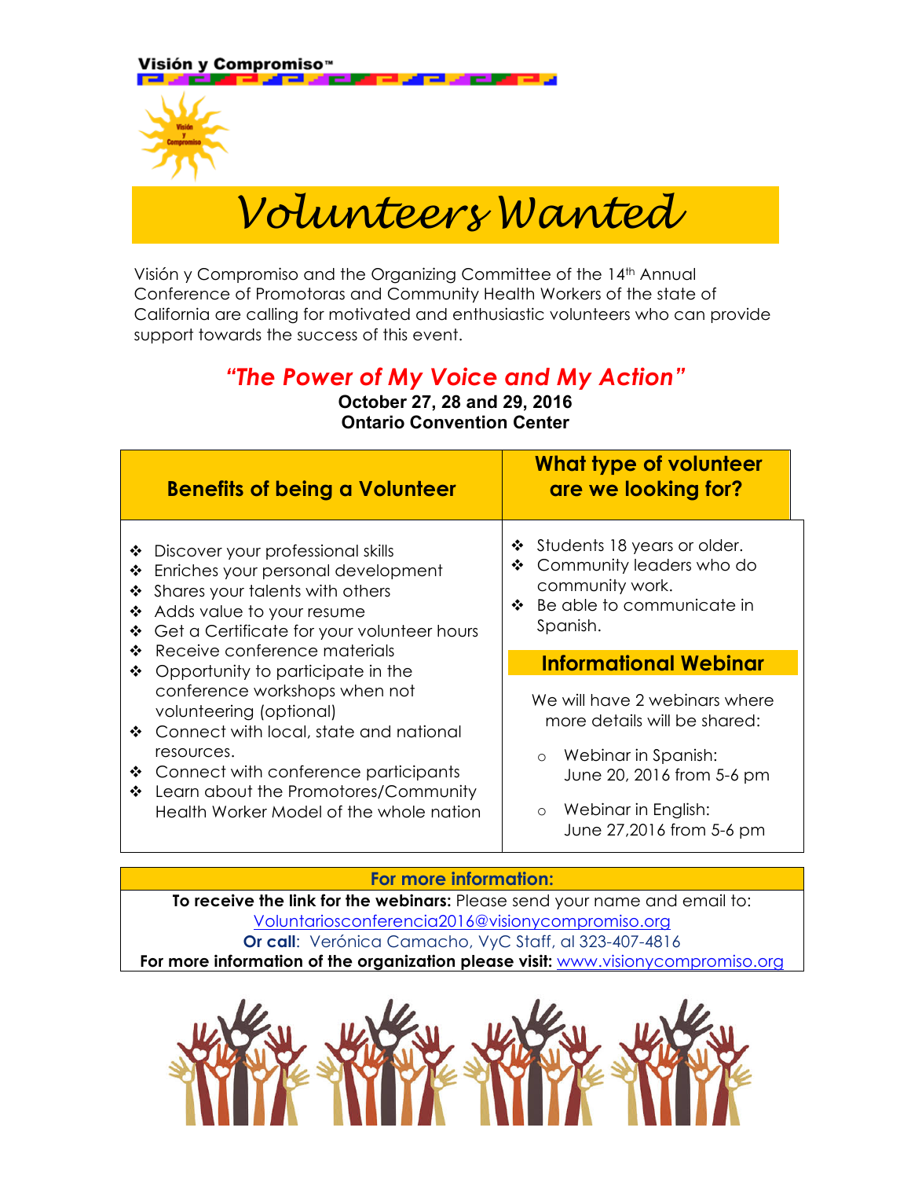Visión y Compromiso™

# *Volunteers Wanted*

Visión y Compromiso and the Organizing Committee of the 14th Annual Conference of Promotoras and Community Health Workers of the state of California are calling for motivated and enthusiastic volunteers who can provide support towards the success of this event.

## *"The Power of My Voice and My Action"*

**October 27, 28 and 29, 2016**
**Ontario Convention Center**

| Benefits of being a Volunteer | What type of volunteer are we looking for? |
|---|---|
| ❖ Discover your professional skills<br>❖ Enriches your personal development<br>❖ Shares your talents with others<br>❖ Adds value to your resume<br>❖ Get a Certificate for your volunteer hours<br>❖ Receive conference materials<br>❖ Opportunity to participate in the conference workshops when not volunteering (optional)<br>❖ Connect with local, state and national resources.<br>❖ Connect with conference participants<br>❖ Learn about the Promotores/Community Health Worker Model of the whole nation | ❖ Students 18 years or older.<br>❖ Community leaders who do community work.<br>❖ Be able to communicate in Spanish.<br><br>**Informational Webinar**<br><br>We will have 2 webinars where more details will be shared:<br><br>○ Webinar in Spanish: June 20, 2016 from 5-6 pm<br><br>○ Webinar in English: June 27,2016 from 5-6 pm |

**For more information:**

**To receive the link for the webinars:** Please send your name and email to: Voluntariosconferencia2016@visionycompromiso.org

**Or call**: Verónica Camacho, VyC Staff, al 323-407-4816

**For more information of the organization please visit:** www.visionycompromiso.org